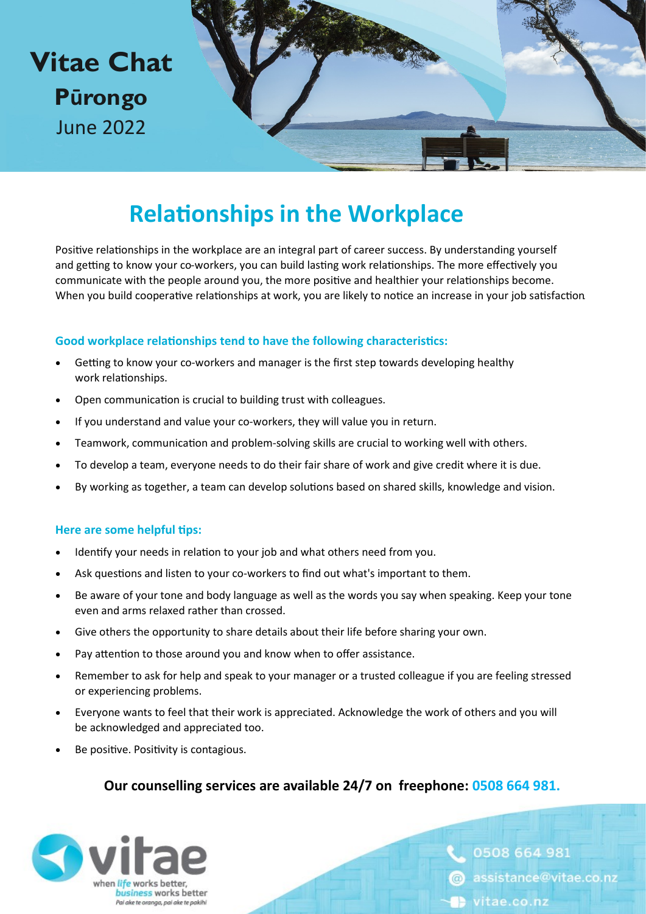# Vitae Chat

**Pūrongo**

June 2022

## Relationships in the Workplace

Positive relationships in the workplace are an integral part of career success. By understanding yourself and getting to know your co-workers, you can build lasting work relationships. The more effectively you communicate with the people around you, the more positive and healthier your relationships become. When you build cooperative relationships at work, you are likely to notice an increase in your job satisfaction

### Good workplace relationships tend to have the following characteristics:

- Getting to know your co-workers and manager is the first step towards developing healthy work relationships.
- Open communication is crucial to building trust with colleagues.
- If you understand and value your co-workers, they will value you in return.
- Teamwork, communication and problem-solving skills are crucial to working well with others.
- To develop a team, everyone needs to do their fair share of work and give credit where it is due.
- By working as together, a team can develop solutions based on shared skills, knowledge and vision.

### Here are some helpful tips:

- Identify your needs in relation to your job and what others need from you.
- Ask questions and listen to your co-workers to find out what's important to them.
- Be aware of your tone and body language as well as the words you say when speaking. Keep your tone even and arms relaxed rather than crossed.
- Give others the opportunity to share details about their life before sharing your own.
- Pay attention to those around you and know when to offer assistance.
- Remember to ask for help and speak to your manager or a trusted colleague if you are feeling stressed or experiencing problems.
- Everyone wants to feel that their work is appreciated. Acknowledge the work of others and you will be acknowledged and appreciated too.
- Be positive. Positivity is contagious.

**Our counselling services are available 24/7 on freephone: 0508 664 981.**

vitae — when *life* works better, *business* works better — *Pai ake te oranga, pai ake te pakihi*

0508 664 981

assistance@vitae.co.nz

vitae.co.nz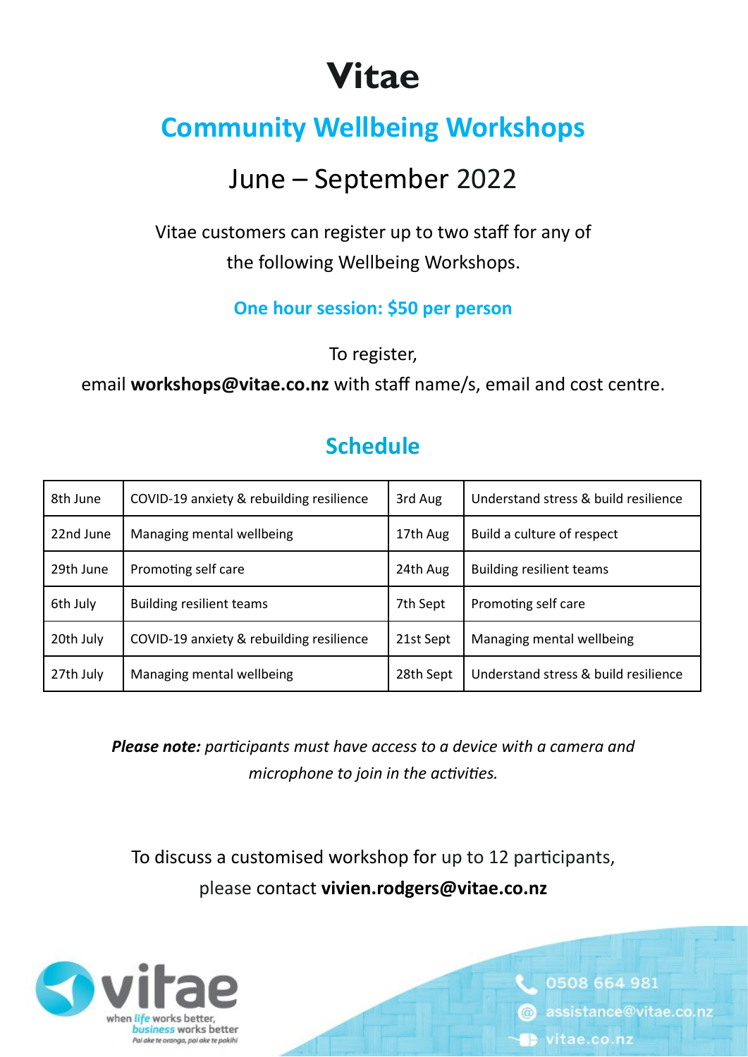# Vitae

## Community Wellbeing Workshops

### June – September 2022

Vitae customers can register up to two staff for any of the following Wellbeing Workshops.

**One hour session: $50 per person**

To register,
email **workshops@vitae.co.nz** with staff name/s, email and cost centre.

## Schedule

| | | | |
|---|---|---|---|
| 8th June | COVID-19 anxiety & rebuilding resilience | 3rd Aug | Understand stress & build resilience |
| 22nd June | Managing mental wellbeing | 17th Aug | Build a culture of respect |
| 29th June | Promoting self care | 24th Aug | Building resilient teams |
| 6th July | Building resilient teams | 7th Sept | Promoting self care |
| 20th July | COVID-19 anxiety & rebuilding resilience | 21st Sept | Managing mental wellbeing |
| 27th July | Managing mental wellbeing | 28th Sept | Understand stress & build resilience |

***Please note:** participants must have access to a device with a camera and microphone to join in the activities.*

To discuss a customised workshop for up to 12 participants, please contact **vivien.rodgers@vitae.co.nz**

vitae
when *life* works better, *business* works better
*Pai ake te oranga, pai ake te pakihi*

0508 664 981
assistance@vitae.co.nz
vitae.co.nz